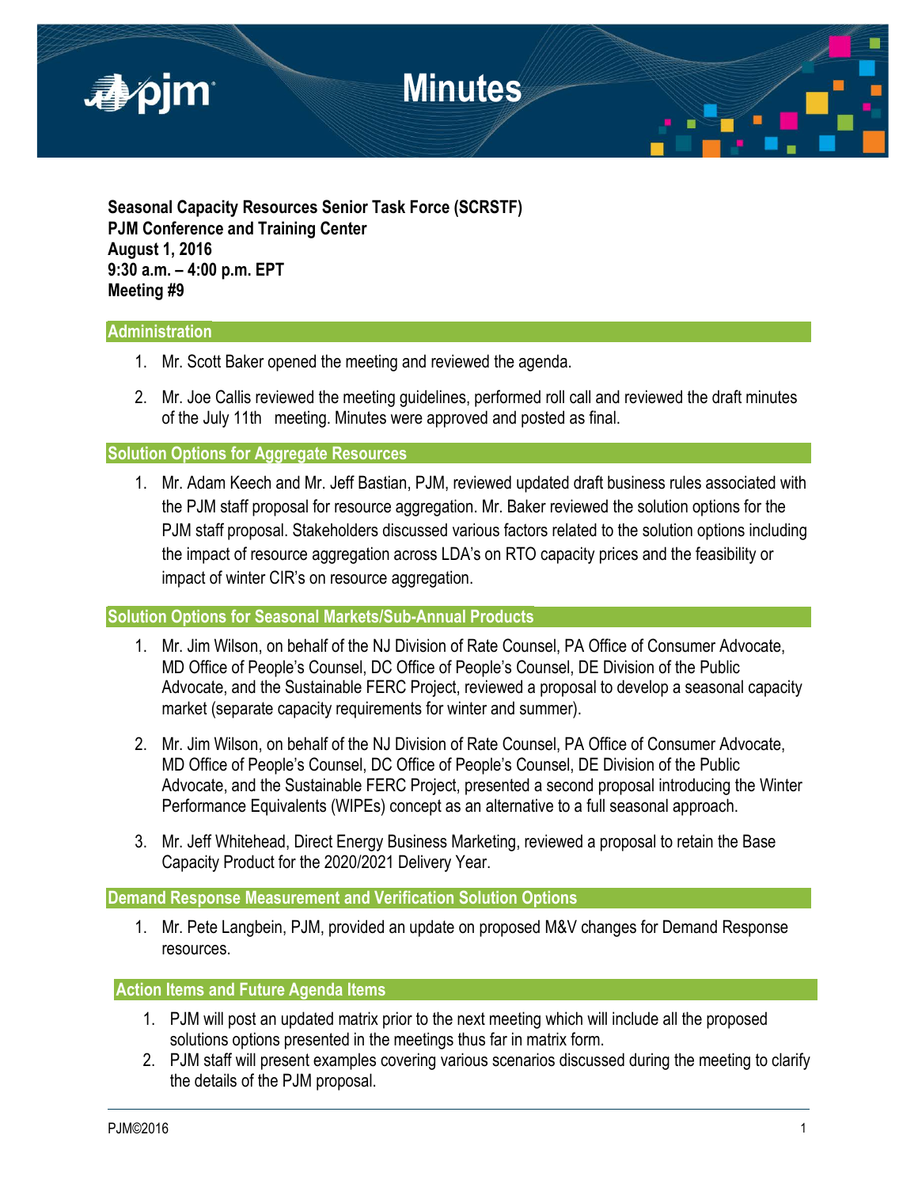# Minutes

**Seasonal Capacity Resources Senior Task Force (SCRSTF)**
**PJM Conference and Training Center**
**August 1, 2016**
**9:30 a.m. – 4:00 p.m. EPT**
**Meeting #9**

## Administration

1. Mr. Scott Baker opened the meeting and reviewed the agenda.
2. Mr. Joe Callis reviewed the meeting guidelines, performed roll call and reviewed the draft minutes of the July 11th meeting. Minutes were approved and posted as final.

## Solution Options for Aggregate Resources

1. Mr. Adam Keech and Mr. Jeff Bastian, PJM, reviewed updated draft business rules associated with the PJM staff proposal for resource aggregation. Mr. Baker reviewed the solution options for the PJM staff proposal. Stakeholders discussed various factors related to the solution options including the impact of resource aggregation across LDA's on RTO capacity prices and the feasibility or impact of winter CIR's on resource aggregation.

## Solution Options for Seasonal Markets/Sub-Annual Products

1. Mr. Jim Wilson, on behalf of the NJ Division of Rate Counsel, PA Office of Consumer Advocate, MD Office of People's Counsel, DC Office of People's Counsel, DE Division of the Public Advocate, and the Sustainable FERC Project, reviewed a proposal to develop a seasonal capacity market (separate capacity requirements for winter and summer).
2. Mr. Jim Wilson, on behalf of the NJ Division of Rate Counsel, PA Office of Consumer Advocate, MD Office of People's Counsel, DC Office of People's Counsel, DE Division of the Public Advocate, and the Sustainable FERC Project, presented a second proposal introducing the Winter Performance Equivalents (WIPEs) concept as an alternative to a full seasonal approach.
3. Mr. Jeff Whitehead, Direct Energy Business Marketing, reviewed a proposal to retain the Base Capacity Product for the 2020/2021 Delivery Year.

## Demand Response Measurement and Verification Solution Options

1. Mr. Pete Langbein, PJM, provided an update on proposed M&V changes for Demand Response resources.

## Action Items and Future Agenda Items

1. PJM will post an updated matrix prior to the next meeting which will include all the proposed solutions options presented in the meetings thus far in matrix form.
2. PJM staff will present examples covering various scenarios discussed during the meeting to clarify the details of the PJM proposal.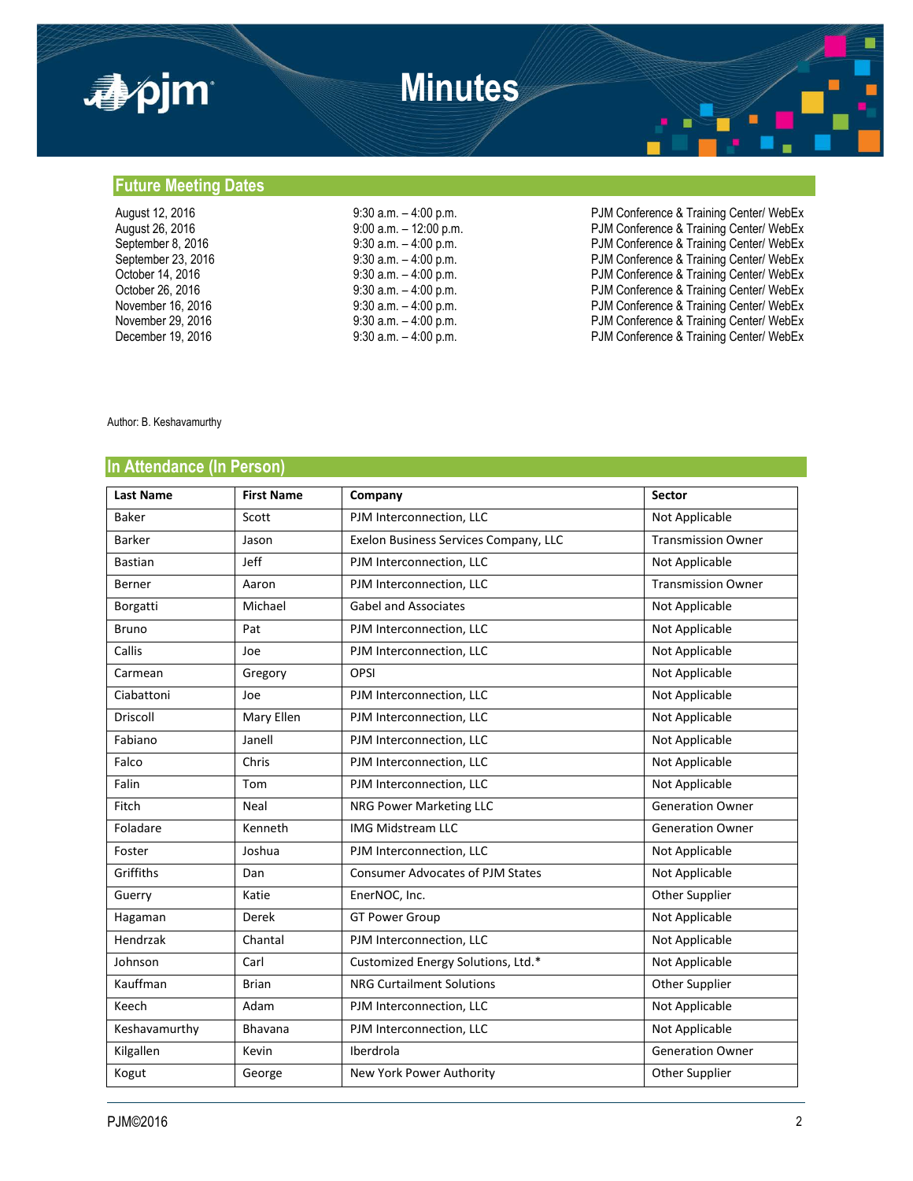## Future Meeting Dates

| | | |
|---|---|---|
| August 12, 2016 | 9:30 a.m. – 4:00 p.m. | PJM Conference & Training Center/ WebEx |
| August 26, 2016 | 9:00 a.m. – 12:00 p.m. | PJM Conference & Training Center/ WebEx |
| September 8, 2016 | 9:30 a.m. – 4:00 p.m. | PJM Conference & Training Center/ WebEx |
| September 23, 2016 | 9:30 a.m. – 4:00 p.m. | PJM Conference & Training Center/ WebEx |
| October 14, 2016 | 9:30 a.m. – 4:00 p.m. | PJM Conference & Training Center/ WebEx |
| October 26, 2016 | 9:30 a.m. – 4:00 p.m. | PJM Conference & Training Center/ WebEx |
| November 16, 2016 | 9:30 a.m. – 4:00 p.m. | PJM Conference & Training Center/ WebEx |
| November 29, 2016 | 9:30 a.m. – 4:00 p.m. | PJM Conference & Training Center/ WebEx |
| December 19, 2016 | 9:30 a.m. – 4:00 p.m. | PJM Conference & Training Center/ WebEx |

Author: B. Keshavamurthy

## In Attendance (In Person)

| Last Name | First Name | Company | Sector |
|---|---|---|---|
| Baker | Scott | PJM Interconnection, LLC | Not Applicable |
| Barker | Jason | Exelon Business Services Company, LLC | Transmission Owner |
| Bastian | Jeff | PJM Interconnection, LLC | Not Applicable |
| Berner | Aaron | PJM Interconnection, LLC | Transmission Owner |
| Borgatti | Michael | Gabel and Associates | Not Applicable |
| Bruno | Pat | PJM Interconnection, LLC | Not Applicable |
| Callis | Joe | PJM Interconnection, LLC | Not Applicable |
| Carmean | Gregory | OPSI | Not Applicable |
| Ciabattoni | Joe | PJM Interconnection, LLC | Not Applicable |
| Driscoll | Mary Ellen | PJM Interconnection, LLC | Not Applicable |
| Fabiano | Janell | PJM Interconnection, LLC | Not Applicable |
| Falco | Chris | PJM Interconnection, LLC | Not Applicable |
| Falin | Tom | PJM Interconnection, LLC | Not Applicable |
| Fitch | Neal | NRG Power Marketing LLC | Generation Owner |
| Foladare | Kenneth | IMG Midstream LLC | Generation Owner |
| Foster | Joshua | PJM Interconnection, LLC | Not Applicable |
| Griffiths | Dan | Consumer Advocates of PJM States | Not Applicable |
| Guerry | Katie | EnerNOC, Inc. | Other Supplier |
| Hagaman | Derek | GT Power Group | Not Applicable |
| Hendrzak | Chantal | PJM Interconnection, LLC | Not Applicable |
| Johnson | Carl | Customized Energy Solutions, Ltd.* | Not Applicable |
| Kauffman | Brian | NRG Curtailment Solutions | Other Supplier |
| Keech | Adam | PJM Interconnection, LLC | Not Applicable |
| Keshavamurthy | Bhavana | PJM Interconnection, LLC | Not Applicable |
| Kilgallen | Kevin | Iberdrola | Generation Owner |
| Kogut | George | New York Power Authority | Other Supplier |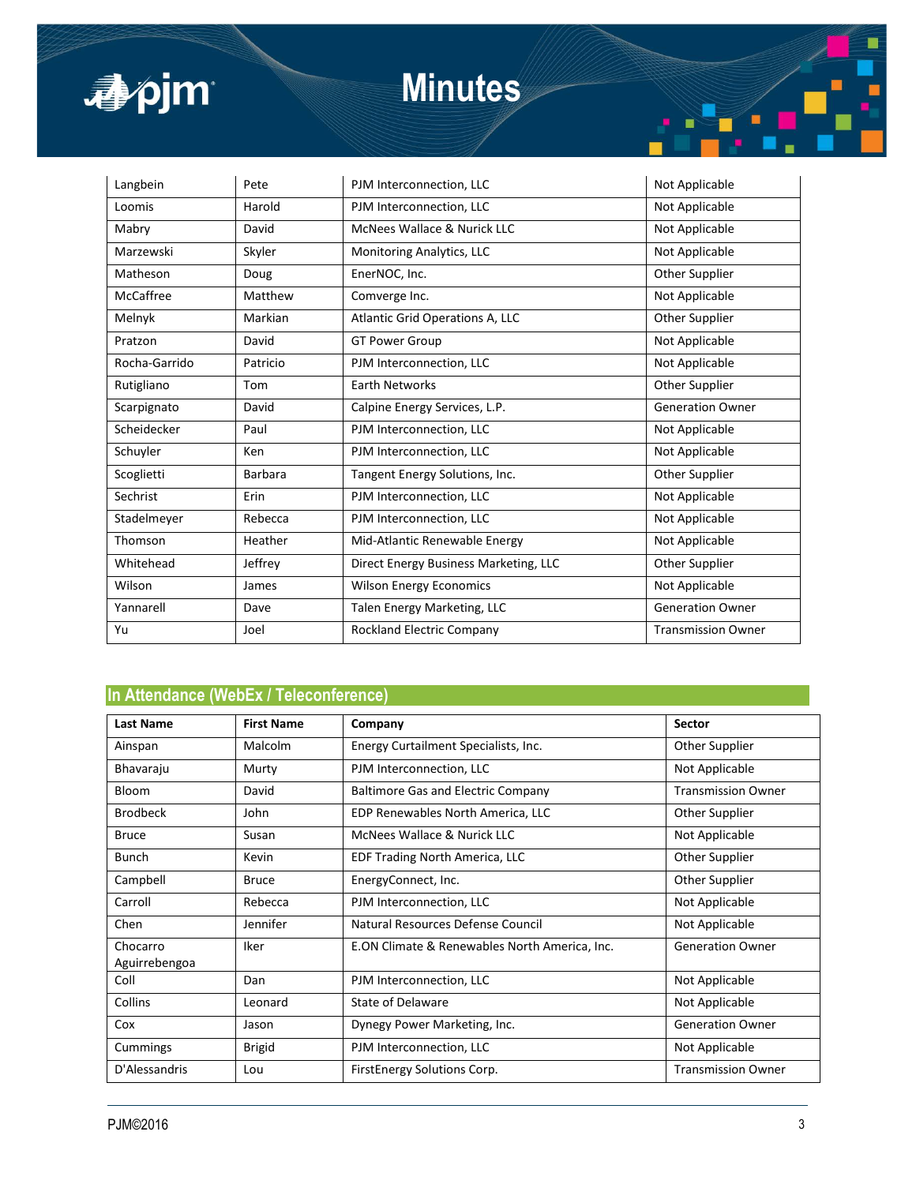| | | | |
|---|---|---|---|
| Langbein | Pete | PJM Interconnection, LLC | Not Applicable |
| Loomis | Harold | PJM Interconnection, LLC | Not Applicable |
| Mabry | David | McNees Wallace & Nurick LLC | Not Applicable |
| Marzewski | Skyler | Monitoring Analytics, LLC | Not Applicable |
| Matheson | Doug | EnerNOC, Inc. | Other Supplier |
| McCaffree | Matthew | Comverge Inc. | Not Applicable |
| Melnyk | Markian | Atlantic Grid Operations A, LLC | Other Supplier |
| Pratzon | David | GT Power Group | Not Applicable |
| Rocha-Garrido | Patricio | PJM Interconnection, LLC | Not Applicable |
| Rutigliano | Tom | Earth Networks | Other Supplier |
| Scarpignato | David | Calpine Energy Services, L.P. | Generation Owner |
| Scheidecker | Paul | PJM Interconnection, LLC | Not Applicable |
| Schuyler | Ken | PJM Interconnection, LLC | Not Applicable |
| Scoglietti | Barbara | Tangent Energy Solutions, Inc. | Other Supplier |
| Sechrist | Erin | PJM Interconnection, LLC | Not Applicable |
| Stadelmeyer | Rebecca | PJM Interconnection, LLC | Not Applicable |
| Thomson | Heather | Mid-Atlantic Renewable Energy | Not Applicable |
| Whitehead | Jeffrey | Direct Energy Business Marketing, LLC | Other Supplier |
| Wilson | James | Wilson Energy Economics | Not Applicable |
| Yannarell | Dave | Talen Energy Marketing, LLC | Generation Owner |
| Yu | Joel | Rockland Electric Company | Transmission Owner |

## In Attendance (WebEx / Teleconference)

| Last Name | First Name | Company | Sector |
|---|---|---|---|
| Ainspan | Malcolm | Energy Curtailment Specialists, Inc. | Other Supplier |
| Bhavaraju | Murty | PJM Interconnection, LLC | Not Applicable |
| Bloom | David | Baltimore Gas and Electric Company | Transmission Owner |
| Brodbeck | John | EDP Renewables North America, LLC | Other Supplier |
| Bruce | Susan | McNees Wallace & Nurick LLC | Not Applicable |
| Bunch | Kevin | EDF Trading North America, LLC | Other Supplier |
| Campbell | Bruce | EnergyConnect, Inc. | Other Supplier |
| Carroll | Rebecca | PJM Interconnection, LLC | Not Applicable |
| Chen | Jennifer | Natural Resources Defense Council | Not Applicable |
| Chocarro Aguirrebengoa | Iker | E.ON Climate & Renewables North America, Inc. | Generation Owner |
| Coll | Dan | PJM Interconnection, LLC | Not Applicable |
| Collins | Leonard | State of Delaware | Not Applicable |
| Cox | Jason | Dynegy Power Marketing, Inc. | Generation Owner |
| Cummings | Brigid | PJM Interconnection, LLC | Not Applicable |
| D'Alessandris | Lou | FirstEnergy Solutions Corp. | Transmission Owner |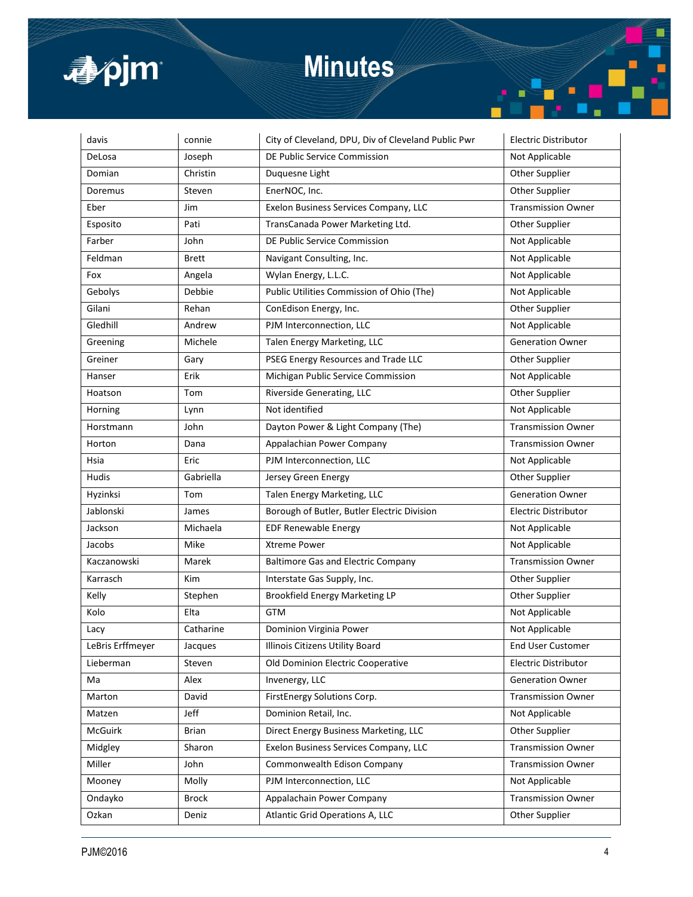| davis | connie | City of Cleveland, DPU, Div of Cleveland Public Pwr | Electric Distributor |
|---|---|---|---|
| DeLosa | Joseph | DE Public Service Commission | Not Applicable |
| Domian | Christin | Duquesne Light | Other Supplier |
| Doremus | Steven | EnerNOC, Inc. | Other Supplier |
| Eber | Jim | Exelon Business Services Company, LLC | Transmission Owner |
| Esposito | Pati | TransCanada Power Marketing Ltd. | Other Supplier |
| Farber | John | DE Public Service Commission | Not Applicable |
| Feldman | Brett | Navigant Consulting, Inc. | Not Applicable |
| Fox | Angela | Wylan Energy, L.L.C. | Not Applicable |
| Gebolys | Debbie | Public Utilities Commission of Ohio (The) | Not Applicable |
| Gilani | Rehan | ConEdison Energy, Inc. | Other Supplier |
| Gledhill | Andrew | PJM Interconnection, LLC | Not Applicable |
| Greening | Michele | Talen Energy Marketing, LLC | Generation Owner |
| Greiner | Gary | PSEG Energy Resources and Trade LLC | Other Supplier |
| Hanser | Erik | Michigan Public Service Commission | Not Applicable |
| Hoatson | Tom | Riverside Generating, LLC | Other Supplier |
| Horning | Lynn | Not identified | Not Applicable |
| Horstmann | John | Dayton Power & Light Company (The) | Transmission Owner |
| Horton | Dana | Appalachian Power Company | Transmission Owner |
| Hsia | Eric | PJM Interconnection, LLC | Not Applicable |
| Hudis | Gabriella | Jersey Green Energy | Other Supplier |
| Hyzinksi | Tom | Talen Energy Marketing, LLC | Generation Owner |
| Jablonski | James | Borough of Butler, Butler Electric Division | Electric Distributor |
| Jackson | Michaela | EDF Renewable Energy | Not Applicable |
| Jacobs | Mike | Xtreme Power | Not Applicable |
| Kaczanowski | Marek | Baltimore Gas and Electric Company | Transmission Owner |
| Karrasch | Kim | Interstate Gas Supply, Inc. | Other Supplier |
| Kelly | Stephen | Brookfield Energy Marketing LP | Other Supplier |
| Kolo | Elta | GTM | Not Applicable |
| Lacy | Catharine | Dominion Virginia Power | Not Applicable |
| LeBris Erffmeyer | Jacques | Illinois Citizens Utility Board | End User Customer |
| Lieberman | Steven | Old Dominion Electric Cooperative | Electric Distributor |
| Ma | Alex | Invenergy, LLC | Generation Owner |
| Marton | David | FirstEnergy Solutions Corp. | Transmission Owner |
| Matzen | Jeff | Dominion Retail, Inc. | Not Applicable |
| McGuirk | Brian | Direct Energy Business Marketing, LLC | Other Supplier |
| Midgley | Sharon | Exelon Business Services Company, LLC | Transmission Owner |
| Miller | John | Commonwealth Edison Company | Transmission Owner |
| Mooney | Molly | PJM Interconnection, LLC | Not Applicable |
| Ondayko | Brock | Appalachain Power Company | Transmission Owner |
| Ozkan | Deniz | Atlantic Grid Operations A, LLC | Other Supplier |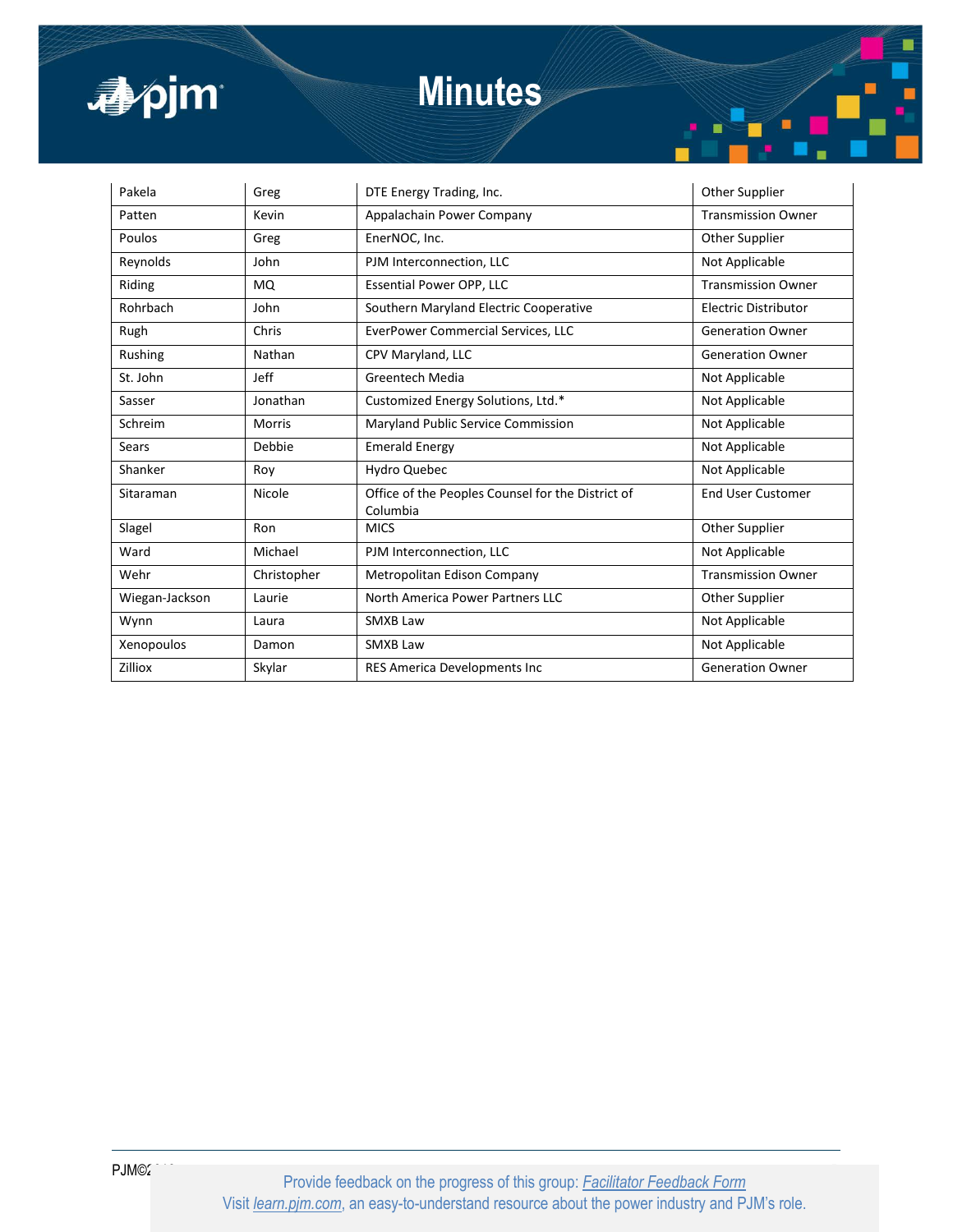| | | | |
|---|---|---|---|
| Pakela | Greg | DTE Energy Trading, Inc. | Other Supplier |
| Patten | Kevin | Appalachain Power Company | Transmission Owner |
| Poulos | Greg | EnerNOC, Inc. | Other Supplier |
| Reynolds | John | PJM Interconnection, LLC | Not Applicable |
| Riding | MQ | Essential Power OPP, LLC | Transmission Owner |
| Rohrbach | John | Southern Maryland Electric Cooperative | Electric Distributor |
| Rugh | Chris | EverPower Commercial Services, LLC | Generation Owner |
| Rushing | Nathan | CPV Maryland, LLC | Generation Owner |
| St. John | Jeff | Greentech Media | Not Applicable |
| Sasser | Jonathan | Customized Energy Solutions, Ltd.* | Not Applicable |
| Schreim | Morris | Maryland Public Service Commission | Not Applicable |
| Sears | Debbie | Emerald Energy | Not Applicable |
| Shanker | Roy | Hydro Quebec | Not Applicable |
| Sitaraman | Nicole | Office of the Peoples Counsel for the District of Columbia | End User Customer |
| Slagel | Ron | MICS | Other Supplier |
| Ward | Michael | PJM Interconnection, LLC | Not Applicable |
| Wehr | Christopher | Metropolitan Edison Company | Transmission Owner |
| Wiegan-Jackson | Laurie | North America Power Partners LLC | Other Supplier |
| Wynn | Laura | SMXB Law | Not Applicable |
| Xenopoulos | Damon | SMXB Law | Not Applicable |
| Zilliox | Skylar | RES America Developments Inc | Generation Owner |

Provide feedback on the progress of this group: *Facilitator Feedback Form*
Visit *learn.pjm.com*, an easy-to-understand resource about the power industry and PJM's role.